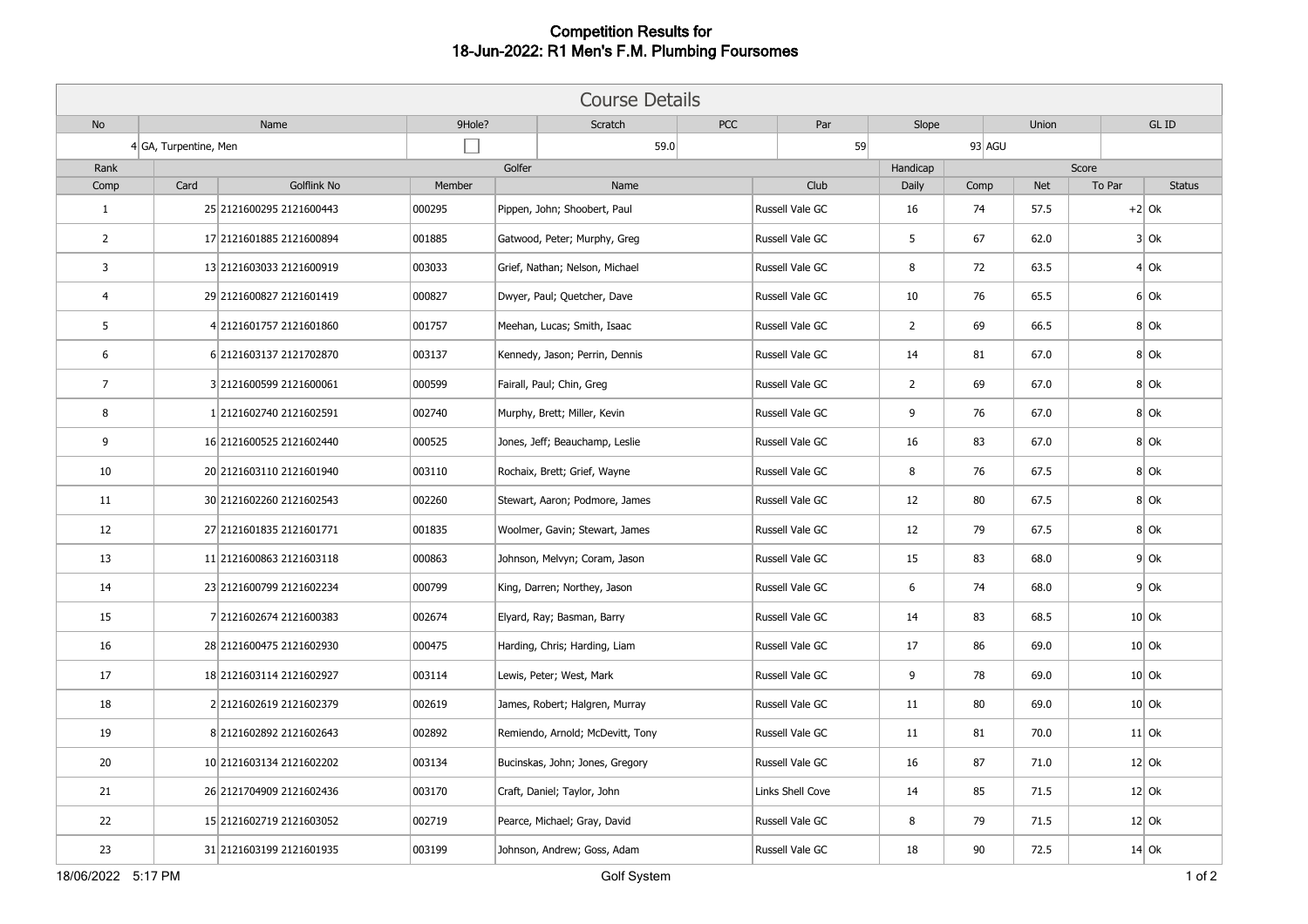# Competition Results for
# 18-Jun-2022: R1 Men's F.M. Plumbing Foursomes

| Course Details | | | | | | | | |
|---|---|---|---|---|---|---|---|---|
| No | Name | 9Hole? | Scratch | PCC | Par | Slope | Union | GL ID |
| 4 | GA, Turpentine, Men | ☐ | 59.0 | | 59 | 93 | AGU | |

| Rank | Golfer | | | | | Handicap | Score | | | |
|---|---|---|---|---|---|---|---|---|---|---|
| Comp | Card | Golflink No | Member | Name | Club | Daily | Comp | Net | To Par | Status |
| 1 | 25 | 2121600295 2121600443 | 000295 | Pippen, John; Shoobert, Paul | Russell Vale GC | 16 | 74 | 57.5 | +2 | Ok |
| 2 | 17 | 2121601885 2121600894 | 001885 | Gatwood, Peter; Murphy, Greg | Russell Vale GC | 5 | 67 | 62.0 | 3 | Ok |
| 3 | 13 | 2121603033 2121600919 | 003033 | Grief, Nathan; Nelson, Michael | Russell Vale GC | 8 | 72 | 63.5 | 4 | Ok |
| 4 | 29 | 2121600827 2121601419 | 000827 | Dwyer, Paul; Quetcher, Dave | Russell Vale GC | 10 | 76 | 65.5 | 6 | Ok |
| 5 | 4 | 2121601757 2121601860 | 001757 | Meehan, Lucas; Smith, Isaac | Russell Vale GC | 2 | 69 | 66.5 | 8 | Ok |
| 6 | 6 | 2121603137 2121702870 | 003137 | Kennedy, Jason; Perrin, Dennis | Russell Vale GC | 14 | 81 | 67.0 | 8 | Ok |
| 7 | 3 | 2121600599 2121600061 | 000599 | Fairall, Paul; Chin, Greg | Russell Vale GC | 2 | 69 | 67.0 | 8 | Ok |
| 8 | 1 | 2121602740 2121602591 | 002740 | Murphy, Brett; Miller, Kevin | Russell Vale GC | 9 | 76 | 67.0 | 8 | Ok |
| 9 | 16 | 2121600525 2121602440 | 000525 | Jones, Jeff; Beauchamp, Leslie | Russell Vale GC | 16 | 83 | 67.0 | 8 | Ok |
| 10 | 20 | 2121603110 2121601940 | 003110 | Rochaix, Brett; Grief, Wayne | Russell Vale GC | 8 | 76 | 67.5 | 8 | Ok |
| 11 | 30 | 2121602260 2121602543 | 002260 | Stewart, Aaron; Podmore, James | Russell Vale GC | 12 | 80 | 67.5 | 8 | Ok |
| 12 | 27 | 2121601835 2121601771 | 001835 | Woolmer, Gavin; Stewart, James | Russell Vale GC | 12 | 79 | 67.5 | 8 | Ok |
| 13 | 11 | 2121600863 2121603118 | 000863 | Johnson, Melvyn; Coram, Jason | Russell Vale GC | 15 | 83 | 68.0 | 9 | Ok |
| 14 | 23 | 2121600799 2121602234 | 000799 | King, Darren; Northey, Jason | Russell Vale GC | 6 | 74 | 68.0 | 9 | Ok |
| 15 | 7 | 2121602674 2121600383 | 002674 | Elyard, Ray; Basman, Barry | Russell Vale GC | 14 | 83 | 68.5 | 10 | Ok |
| 16 | 28 | 2121600475 2121602930 | 000475 | Harding, Chris; Harding, Liam | Russell Vale GC | 17 | 86 | 69.0 | 10 | Ok |
| 17 | 18 | 2121603114 2121602927 | 003114 | Lewis, Peter; West, Mark | Russell Vale GC | 9 | 78 | 69.0 | 10 | Ok |
| 18 | 2 | 2121602619 2121602379 | 002619 | James, Robert; Halgren, Murray | Russell Vale GC | 11 | 80 | 69.0 | 10 | Ok |
| 19 | 8 | 2121602892 2121602643 | 002892 | Remiendo, Arnold; McDevitt, Tony | Russell Vale GC | 11 | 81 | 70.0 | 11 | Ok |
| 20 | 10 | 2121603134 2121602202 | 003134 | Bucinskas, John; Jones, Gregory | Russell Vale GC | 16 | 87 | 71.0 | 12 | Ok |
| 21 | 26 | 2121704909 2121602436 | 003170 | Craft, Daniel; Taylor, John | Links Shell Cove | 14 | 85 | 71.5 | 12 | Ok |
| 22 | 15 | 2121602719 2121603052 | 002719 | Pearce, Michael; Gray, David | Russell Vale GC | 8 | 79 | 71.5 | 12 | Ok |
| 23 | 31 | 2121603199 2121601935 | 003199 | Johnson, Andrew; Goss, Adam | Russell Vale GC | 18 | 90 | 72.5 | 14 | Ok |

18/06/2022 5:17 PM Golf System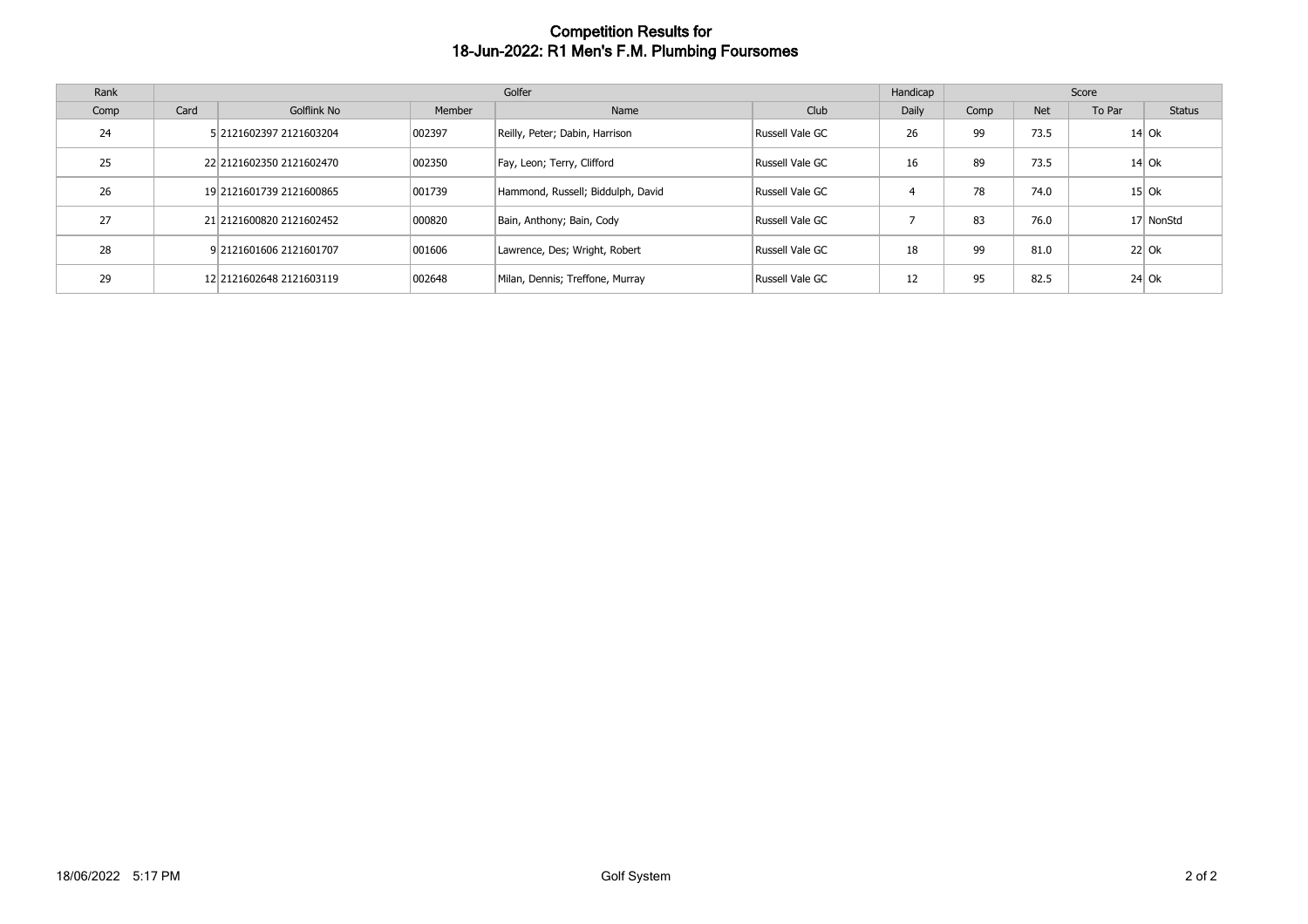# Competition Results for
# 18-Jun-2022: R1 Men's F.M. Plumbing Foursomes

| Rank | Golfer | | | | | Handicap | Score | | | |
|---|---|---|---|---|---|---|---|---|---|---|
| Comp | Card | Golflink No | Member | Name | Club | Daily | Comp | Net | To Par | Status |
| 24 | 5 | 2121602397 2121603204 | 002397 | Reilly, Peter; Dabin, Harrison | Russell Vale GC | 26 | 99 | 73.5 | 14 | Ok |
| 25 | 22 | 2121602350 2121602470 | 002350 | Fay, Leon; Terry, Clifford | Russell Vale GC | 16 | 89 | 73.5 | 14 | Ok |
| 26 | 19 | 2121601739 2121600865 | 001739 | Hammond, Russell; Biddulph, David | Russell Vale GC | 4 | 78 | 74.0 | 15 | Ok |
| 27 | 21 | 2121600820 2121602452 | 000820 | Bain, Anthony; Bain, Cody | Russell Vale GC | 7 | 83 | 76.0 | 17 | NonStd |
| 28 | 9 | 2121601606 2121601707 | 001606 | Lawrence, Des; Wright, Robert | Russell Vale GC | 18 | 99 | 81.0 | 22 | Ok |
| 29 | 12 | 2121602648 2121603119 | 002648 | Milan, Dennis; Treffone, Murray | Russell Vale GC | 12 | 95 | 82.5 | 24 | Ok |

18/06/2022 5:17 PM Golf System